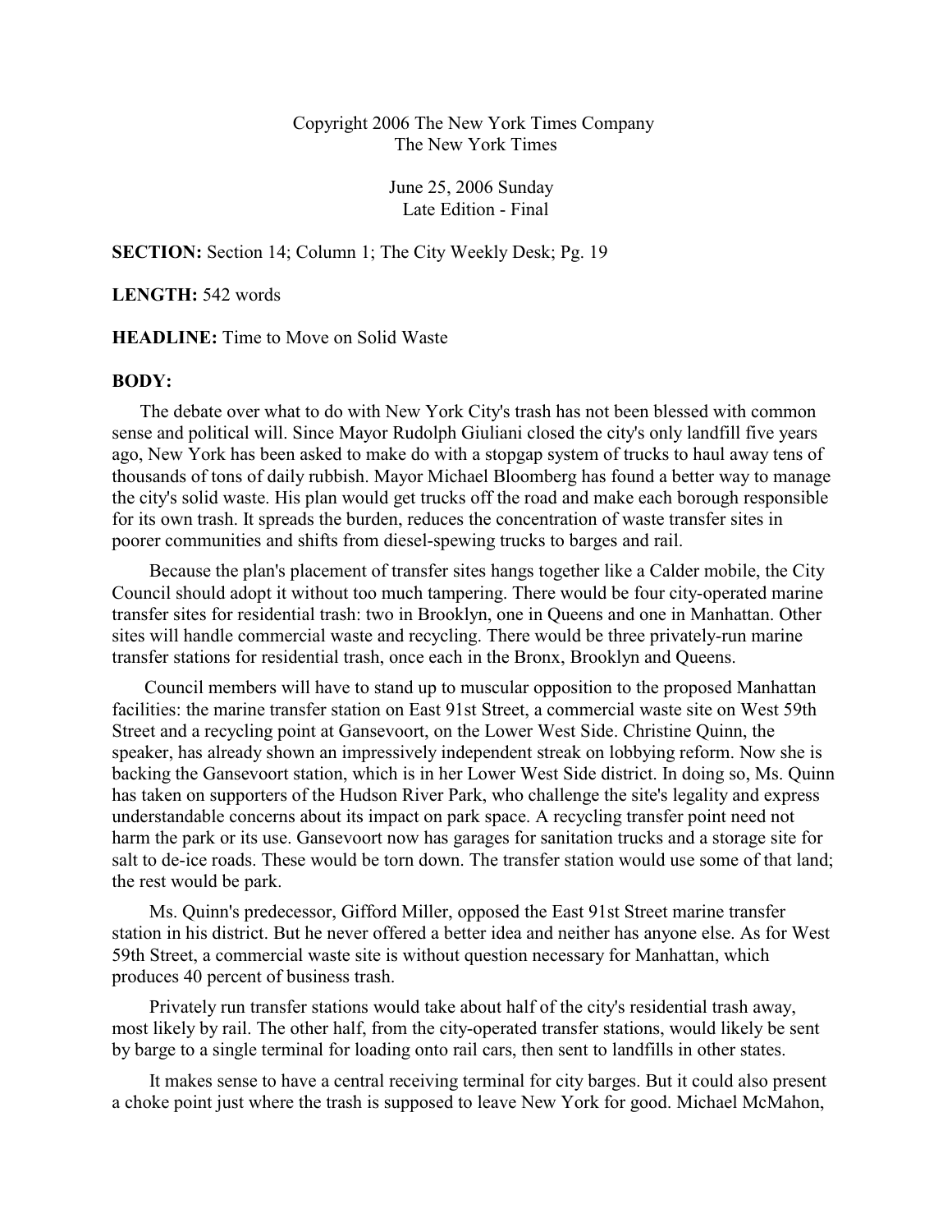Copyright 2006 The New York Times Company
The New York Times

June 25, 2006 Sunday
Late Edition - Final

**SECTION:** Section 14; Column 1; The City Weekly Desk; Pg. 19

**LENGTH:** 542 words

**HEADLINE:** Time to Move on Solid Waste

**BODY:**

The debate over what to do with New York City's trash has not been blessed with common sense and political will. Since Mayor Rudolph Giuliani closed the city's only landfill five years ago, New York has been asked to make do with a stopgap system of trucks to haul away tens of thousands of tons of daily rubbish. Mayor Michael Bloomberg has found a better way to manage the city's solid waste. His plan would get trucks off the road and make each borough responsible for its own trash. It spreads the burden, reduces the concentration of waste transfer sites in poorer communities and shifts from diesel-spewing trucks to barges and rail.

Because the plan's placement of transfer sites hangs together like a Calder mobile, the City Council should adopt it without too much tampering. There would be four city-operated marine transfer sites for residential trash: two in Brooklyn, one in Queens and one in Manhattan. Other sites will handle commercial waste and recycling. There would be three privately-run marine transfer stations for residential trash, once each in the Bronx, Brooklyn and Queens.

Council members will have to stand up to muscular opposition to the proposed Manhattan facilities: the marine transfer station on East 91st Street, a commercial waste site on West 59th Street and a recycling point at Gansevoort, on the Lower West Side. Christine Quinn, the speaker, has already shown an impressively independent streak on lobbying reform. Now she is backing the Gansevoort station, which is in her Lower West Side district. In doing so, Ms. Quinn has taken on supporters of the Hudson River Park, who challenge the site's legality and express understandable concerns about its impact on park space. A recycling transfer point need not harm the park or its use. Gansevoort now has garages for sanitation trucks and a storage site for salt to de-ice roads. These would be torn down. The transfer station would use some of that land; the rest would be park.

Ms. Quinn's predecessor, Gifford Miller, opposed the East 91st Street marine transfer station in his district. But he never offered a better idea and neither has anyone else. As for West 59th Street, a commercial waste site is without question necessary for Manhattan, which produces 40 percent of business trash.

Privately run transfer stations would take about half of the city's residential trash away, most likely by rail. The other half, from the city-operated transfer stations, would likely be sent by barge to a single terminal for loading onto rail cars, then sent to landfills in other states.

It makes sense to have a central receiving terminal for city barges. But it could also present a choke point just where the trash is supposed to leave New York for good. Michael McMahon,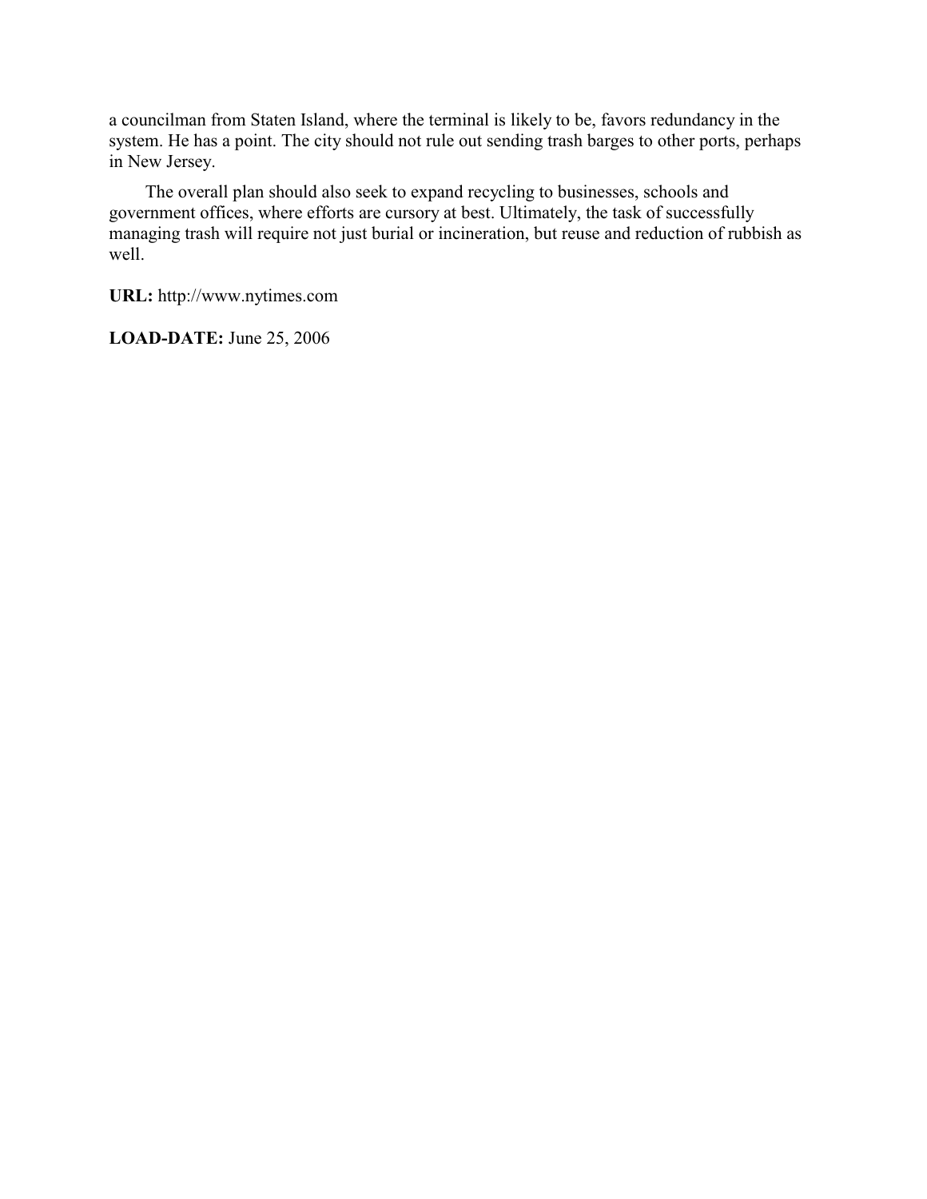a councilman from Staten Island, where the terminal is likely to be, favors redundancy in the system. He has a point. The city should not rule out sending trash barges to other ports, perhaps in New Jersey.

The overall plan should also seek to expand recycling to businesses, schools and government offices, where efforts are cursory at best. Ultimately, the task of successfully managing trash will require not just burial or incineration, but reuse and reduction of rubbish as well.

**URL:** http://www.nytimes.com

**LOAD-DATE:** June 25, 2006